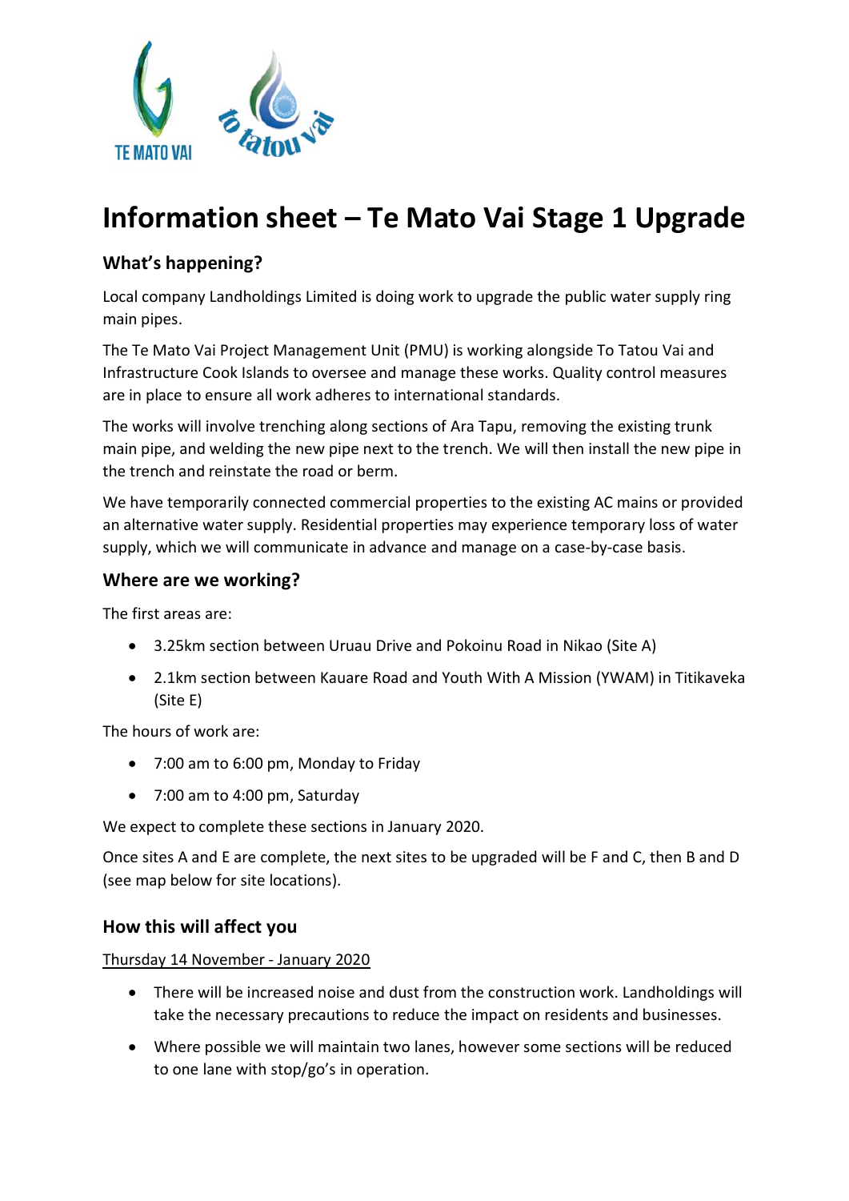# Information sheet – Te Mato Vai Stage 1 Upgrade

## What's happening?

Local company Landholdings Limited is doing work to upgrade the public water supply ring main pipes.

The Te Mato Vai Project Management Unit (PMU) is working alongside To Tatou Vai and Infrastructure Cook Islands to oversee and manage these works. Quality control measures are in place to ensure all work adheres to international standards.

The works will involve trenching along sections of Ara Tapu, removing the existing trunk main pipe, and welding the new pipe next to the trench. We will then install the new pipe in the trench and reinstate the road or berm.

We have temporarily connected commercial properties to the existing AC mains or provided an alternative water supply. Residential properties may experience temporary loss of water supply, which we will communicate in advance and manage on a case-by-case basis.

## Where are we working?

The first areas are:

- 3.25km section between Uruau Drive and Pokoinu Road in Nikao (Site A)
- 2.1km section between Kauare Road and Youth With A Mission (YWAM) in Titikaveka (Site E)

The hours of work are:

- 7:00 am to 6:00 pm, Monday to Friday
- 7:00 am to 4:00 pm, Saturday

We expect to complete these sections in January 2020.

Once sites A and E are complete, the next sites to be upgraded will be F and C, then B and D (see map below for site locations).

## How this will affect you

Thursday 14 November - January 2020

- There will be increased noise and dust from the construction work. Landholdings will take the necessary precautions to reduce the impact on residents and businesses.
- Where possible we will maintain two lanes, however some sections will be reduced to one lane with stop/go's in operation.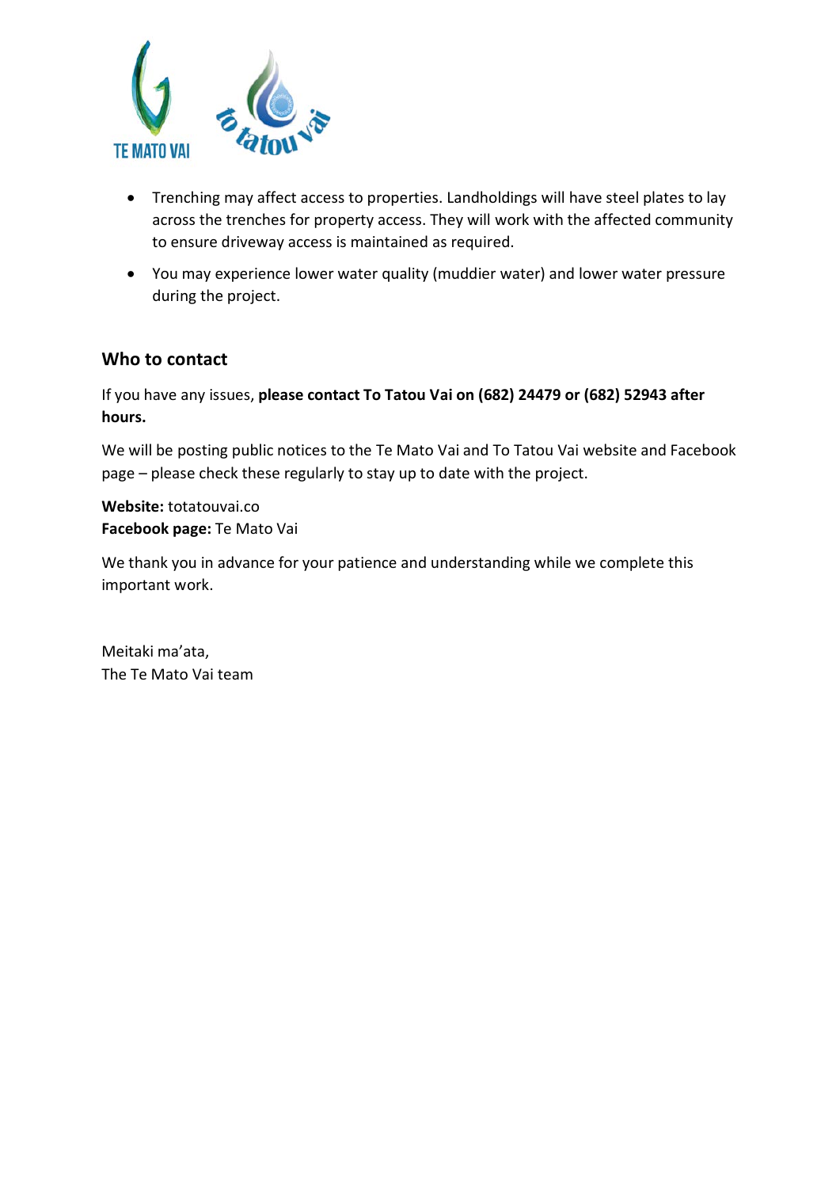- Trenching may affect access to properties. Landholdings will have steel plates to lay across the trenches for property access. They will work with the affected community to ensure driveway access is maintained as required.
- You may experience lower water quality (muddier water) and lower water pressure during the project.

## Who to contact

If you have any issues, **please contact To Tatou Vai on (682) 24479 or (682) 52943 after hours.**

We will be posting public notices to the Te Mato Vai and To Tatou Vai website and Facebook page – please check these regularly to stay up to date with the project.

**Website:** totatouvai.co
**Facebook page:** Te Mato Vai

We thank you in advance for your patience and understanding while we complete this important work.

Meitaki ma'ata,
The Te Mato Vai team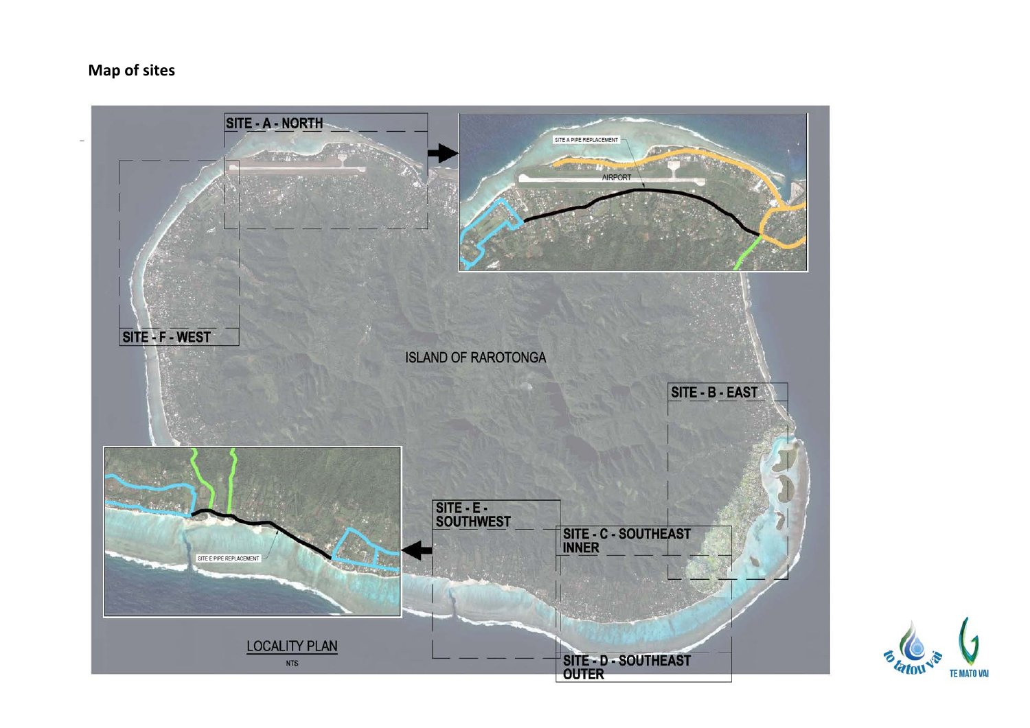## Map of sites

SITE - A - NORTH

SITE A PIPE REPLACEMENT

AIRPORT

SITE - F - WEST

ISLAND OF RAROTONGA

SITE - B - EAST

SITE - E - SOUTHWEST

SITE - C - SOUTHEAST INNER

SITE E PIPE REPLACEMENT

LOCALITY PLAN

NTS

SITE - D - SOUTHEAST OUTER

to tatou vai

TE MATO VAI